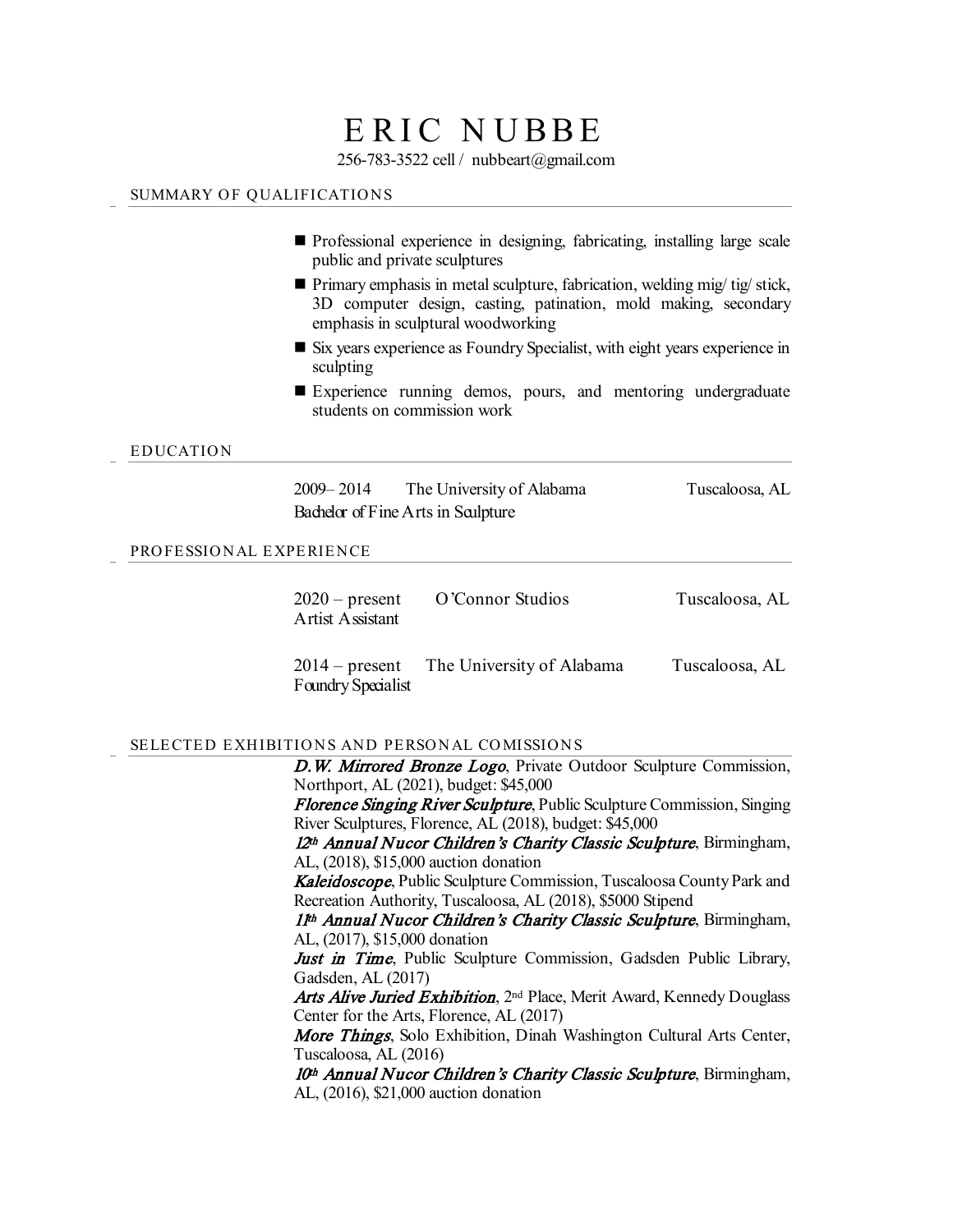# ERIC NUBBE

256-783-3522 cell / nubbeart@gmail.com

## SUMMARY OF QUALIFICATIONS

- Professional experience in designing, fabricating, installing large scale public and private sculptures
- Primary emphasis in metal sculpture, fabrication, welding mig/ tig/ stick, 3D computer design, casting, patination, mold making, secondary emphasis in sculptural woodworking
- Six years experience as Foundry Specialist, with eight years experience in sculpting
- Experience running demos, pours, and mentoring undergraduate students on commission work

## EDUCATION

2009– 2014 The University of Alabama — Tuscaloosa, AL
Bachelor of Fine Arts in Sculpture

## PROFESSIONAL EXPERIENCE

2020 – present O'Connor Studios — Tuscaloosa, AL
Artist Assistant

2014 – present The University of Alabama — Tuscaloosa, AL
Foundry Specialist

## SELECTED EXHIBITIONS AND PERSONAL COMISSIONS

***D.W. Mirrored Bronze Logo***, Private Outdoor Sculpture Commission, Northport, AL (2021), budget: $45,000

***Florence Singing River Sculpture***, Public Sculpture Commission, Singing River Sculptures, Florence, AL (2018), budget: $45,000

***12th Annual Nucor Children's Charity Classic Sculpture***, Birmingham, AL, (2018), $15,000 auction donation

***Kaleidoscope***, Public Sculpture Commission, Tuscaloosa County Park and Recreation Authority, Tuscaloosa, AL (2018), $5000 Stipend

***11th Annual Nucor Children's Charity Classic Sculpture***, Birmingham, AL, (2017), $15,000 donation

***Just in Time***, Public Sculpture Commission, Gadsden Public Library, Gadsden, AL (2017)

***Arts Alive Juried Exhibition***, 2nd Place, Merit Award, Kennedy Douglass Center for the Arts, Florence, AL (2017)

***More Things***, Solo Exhibition, Dinah Washington Cultural Arts Center, Tuscaloosa, AL (2016)

***10th Annual Nucor Children's Charity Classic Sculpture***, Birmingham, AL, (2016), $21,000 auction donation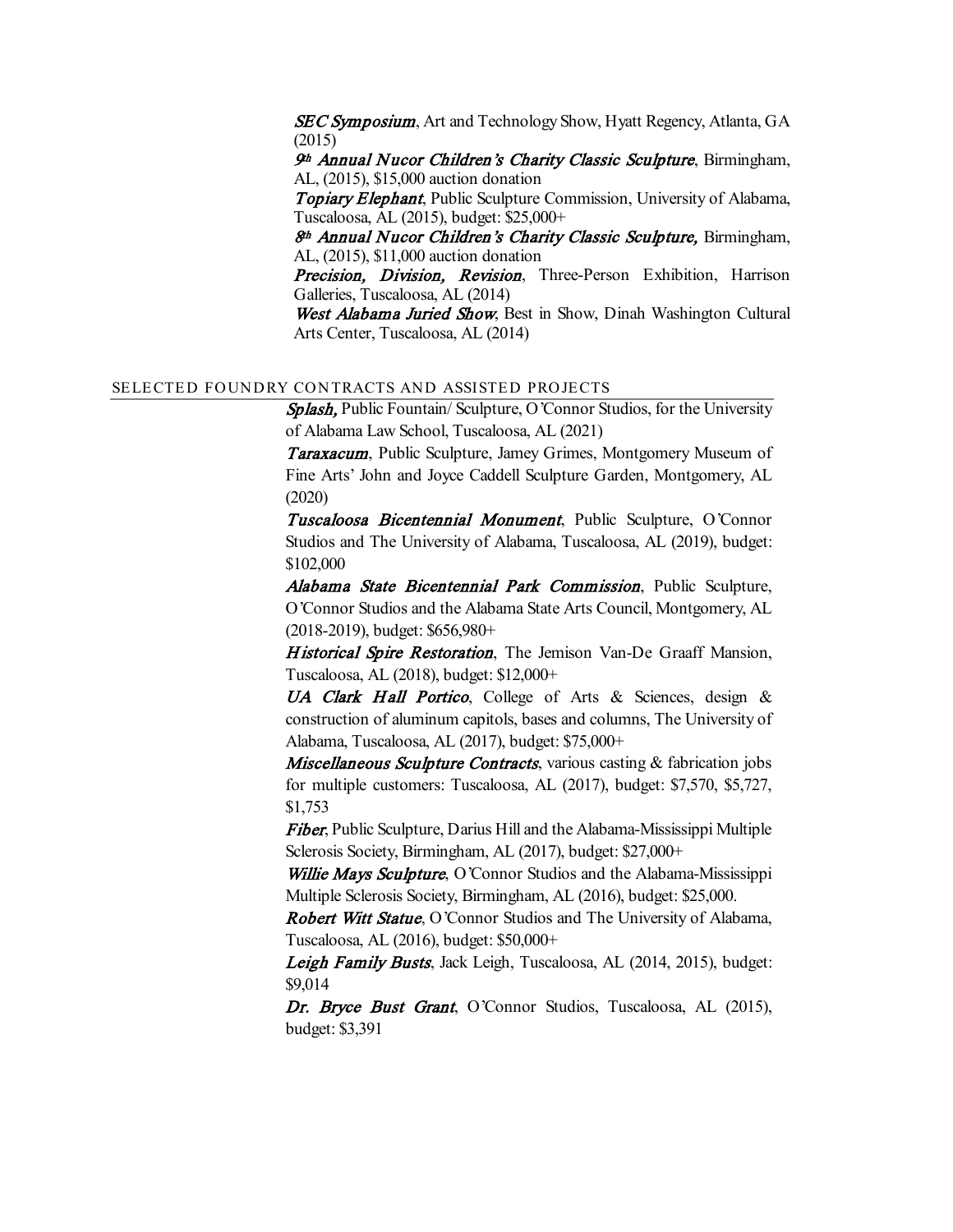*SEC Symposium*, Art and Technology Show, Hyatt Regency, Atlanta, GA (2015)

*9th Annual Nucor Children's Charity Classic Sculpture*, Birmingham, AL, (2015), $15,000 auction donation

*Topiary Elephant*, Public Sculpture Commission, University of Alabama, Tuscaloosa, AL (2015), budget: $25,000+

*8th Annual Nucor Children's Charity Classic Sculpture,* Birmingham, AL, (2015), $11,000 auction donation

*Precision, Division, Revision*, Three-Person Exhibition, Harrison Galleries, Tuscaloosa, AL (2014)

*West Alabama Juried Show*, Best in Show, Dinah Washington Cultural Arts Center, Tuscaloosa, AL (2014)

## SELECTED FOUNDRY CONTRACTS AND ASSISTED PROJECTS

*Splash,* Public Fountain/ Sculpture, O'Connor Studios, for the University of Alabama Law School, Tuscaloosa, AL (2021)

*Taraxacum*, Public Sculpture, Jamey Grimes, Montgomery Museum of Fine Arts' John and Joyce Caddell Sculpture Garden, Montgomery, AL (2020)

*Tuscaloosa Bicentennial Monument*, Public Sculpture, O'Connor Studios and The University of Alabama, Tuscaloosa, AL (2019), budget: $102,000

*Alabama State Bicentennial Park Commission*, Public Sculpture, O'Connor Studios and the Alabama State Arts Council, Montgomery, AL (2018-2019), budget: $656,980+

*Historical Spire Restoration*, The Jemison Van-De Graaff Mansion, Tuscaloosa, AL (2018), budget: $12,000+

*UA Clark Hall Portico*, College of Arts & Sciences, design & construction of aluminum capitols, bases and columns, The University of Alabama, Tuscaloosa, AL (2017), budget: $75,000+

*Miscellaneous Sculpture Contracts*, various casting & fabrication jobs for multiple customers: Tuscaloosa, AL (2017), budget: $7,570, $5,727, $1,753

*Fiber*, Public Sculpture, Darius Hill and the Alabama-Mississippi Multiple Sclerosis Society, Birmingham, AL (2017), budget: $27,000+

*Willie Mays Sculpture*, O'Connor Studios and the Alabama-Mississippi Multiple Sclerosis Society, Birmingham, AL (2016), budget: $25,000.

*Robert Witt Statue*, O'Connor Studios and The University of Alabama, Tuscaloosa, AL (2016), budget: $50,000+

*Leigh Family Busts*, Jack Leigh, Tuscaloosa, AL (2014, 2015), budget: $9,014

*Dr. Bryce Bust Grant*, O'Connor Studios, Tuscaloosa, AL (2015), budget: $3,391